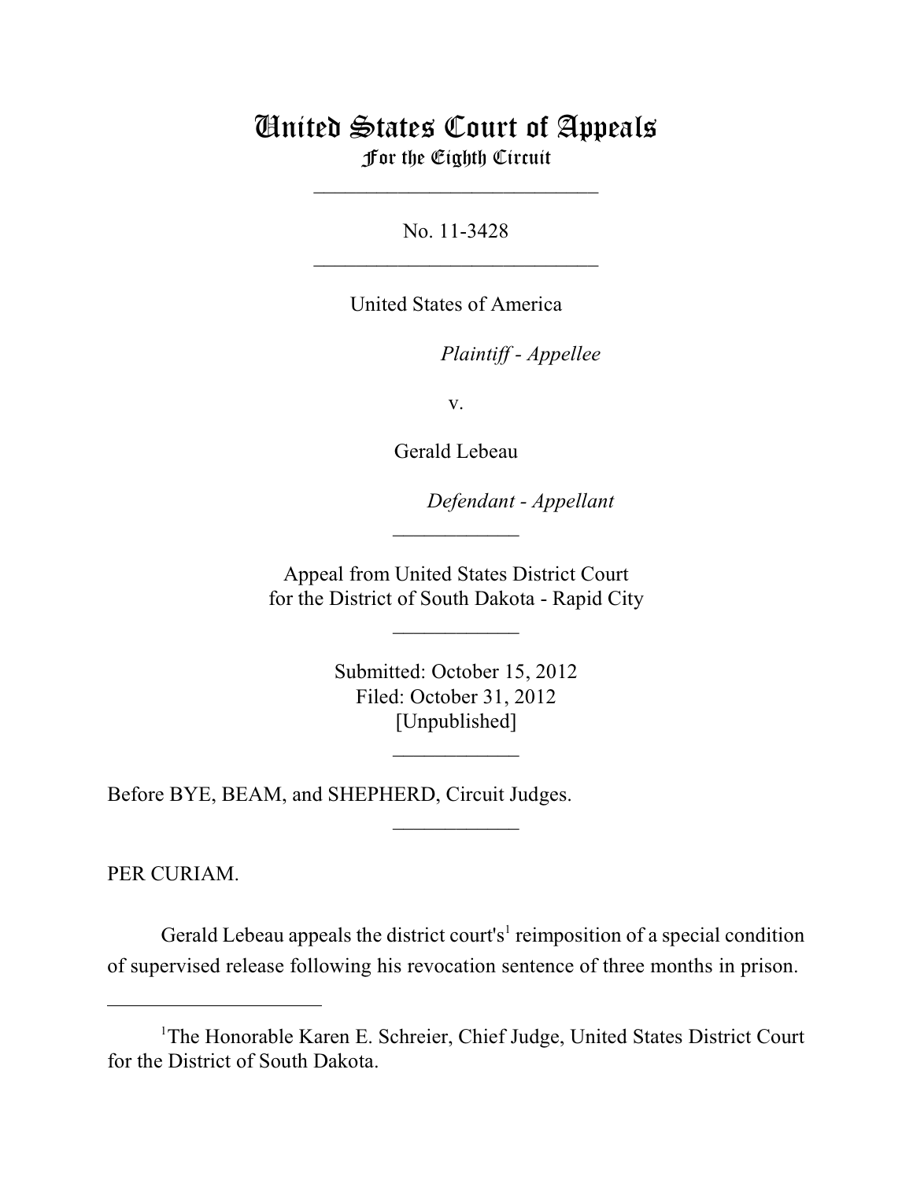# United States Court of Appeals
## For the Eighth Circuit

\_\_\_\_\_\_\_\_\_\_\_\_\_\_\_\_\_\_\_\_\_\_\_\_\_\_\_

No. 11-3428

\_\_\_\_\_\_\_\_\_\_\_\_\_\_\_\_\_\_\_\_\_\_\_\_\_\_\_

United States of America

*Plaintiff - Appellee*

v.

Gerald Lebeau

*Defendant - Appellant*

\_\_\_\_\_\_\_\_\_\_\_\_

Appeal from United States District Court
for the District of South Dakota - Rapid City

\_\_\_\_\_\_\_\_\_\_\_\_

Submitted: October 15, 2012
Filed: October 31, 2012
[Unpublished]

\_\_\_\_\_\_\_\_\_\_\_\_

Before BYE, BEAM, and SHEPHERD, Circuit Judges.

\_\_\_\_\_\_\_\_\_\_\_\_

PER CURIAM.

Gerald Lebeau appeals the district court's[1] reimposition of a special condition of supervised release following his revocation sentence of three months in prison.

---

[1]The Honorable Karen E. Schreier, Chief Judge, United States District Court for the District of South Dakota.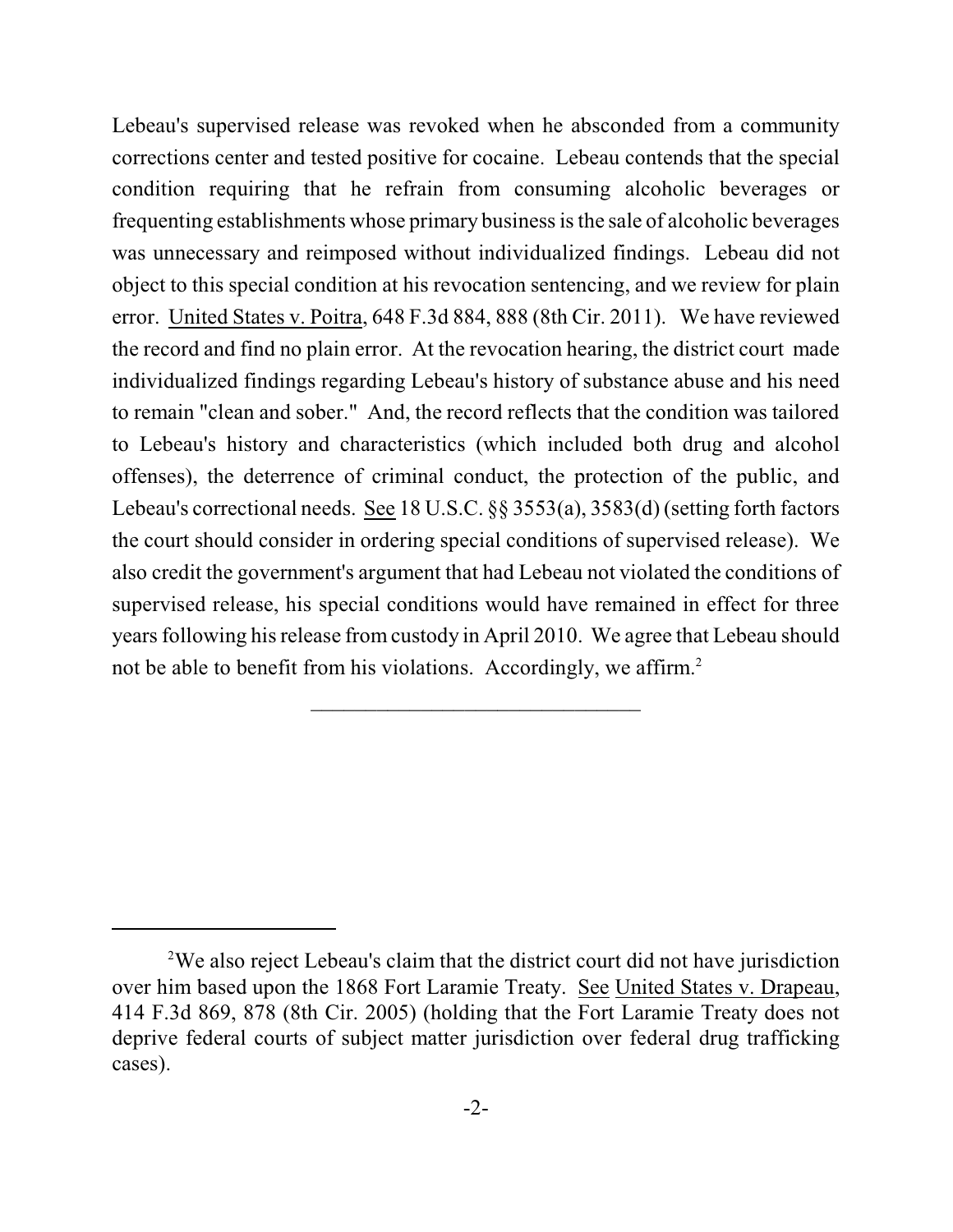Lebeau's supervised release was revoked when he absconded from a community corrections center and tested positive for cocaine. Lebeau contends that the special condition requiring that he refrain from consuming alcoholic beverages or frequenting establishments whose primary business is the sale of alcoholic beverages was unnecessary and reimposed without individualized findings. Lebeau did not object to this special condition at his revocation sentencing, and we review for plain error. United States v. Poitra, 648 F.3d 884, 888 (8th Cir. 2011). We have reviewed the record and find no plain error. At the revocation hearing, the district court made individualized findings regarding Lebeau's history of substance abuse and his need to remain "clean and sober." And, the record reflects that the condition was tailored to Lebeau's history and characteristics (which included both drug and alcohol offenses), the deterrence of criminal conduct, the protection of the public, and Lebeau's correctional needs. See 18 U.S.C. §§ 3553(a), 3583(d) (setting forth factors the court should consider in ordering special conditions of supervised release). We also credit the government's argument that had Lebeau not violated the conditions of supervised release, his special conditions would have remained in effect for three years following his release from custody in April 2010. We agree that Lebeau should not be able to benefit from his violations. Accordingly, we affirm.[2]

______________________________

[2] We also reject Lebeau's claim that the district court did not have jurisdiction over him based upon the 1868 Fort Laramie Treaty. See United States v. Drapeau, 414 F.3d 869, 878 (8th Cir. 2005) (holding that the Fort Laramie Treaty does not deprive federal courts of subject matter jurisdiction over federal drug trafficking cases).